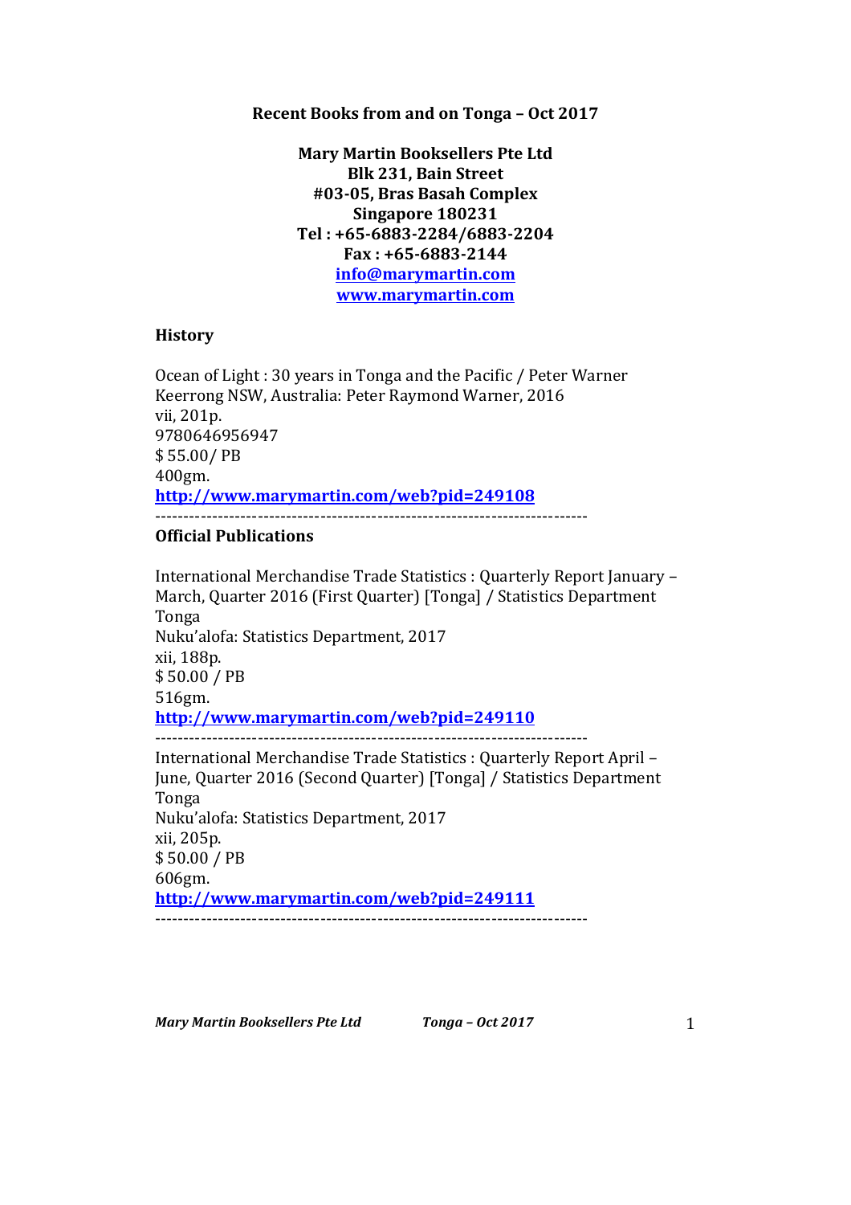**Recent Books from and on Tonga – Oct 2017**

**Mary Martin Booksellers Pte Ltd**
**Blk 231, Bain Street**
**#03-05, Bras Basah Complex**
**Singapore 180231**
**Tel : +65-6883-2284/6883-2204**
**Fax : +65-6883-2144**
**[info@marymartin.com](mailto:info@marymartin.com)**
**[www.marymartin.com](http://www.marymartin.com)**

## History

Ocean of Light : 30 years in Tonga and the Pacific / Peter Warner
Keerrong NSW, Australia: Peter Raymond Warner, 2016
vii, 201p.
9780646956947
$ 55.00/ PB
400gm.
**[http://www.marymartin.com/web?pid=249108](http://www.marymartin.com/web?pid=249108)**

---

## Official Publications

International Merchandise Trade Statistics : Quarterly Report January – March, Quarter 2016 (First Quarter) [Tonga] / Statistics Department Tonga
Nuku'alofa: Statistics Department, 2017
xii, 188p.
$ 50.00 / PB
516gm.
**[http://www.marymartin.com/web?pid=249110](http://www.marymartin.com/web?pid=249110)**

---

International Merchandise Trade Statistics : Quarterly Report April – June, Quarter 2016 (Second Quarter) [Tonga] / Statistics Department Tonga
Nuku'alofa: Statistics Department, 2017
xii, 205p.
$ 50.00 / PB
606gm.
**[http://www.marymartin.com/web?pid=249111](http://www.marymartin.com/web?pid=249111)**

---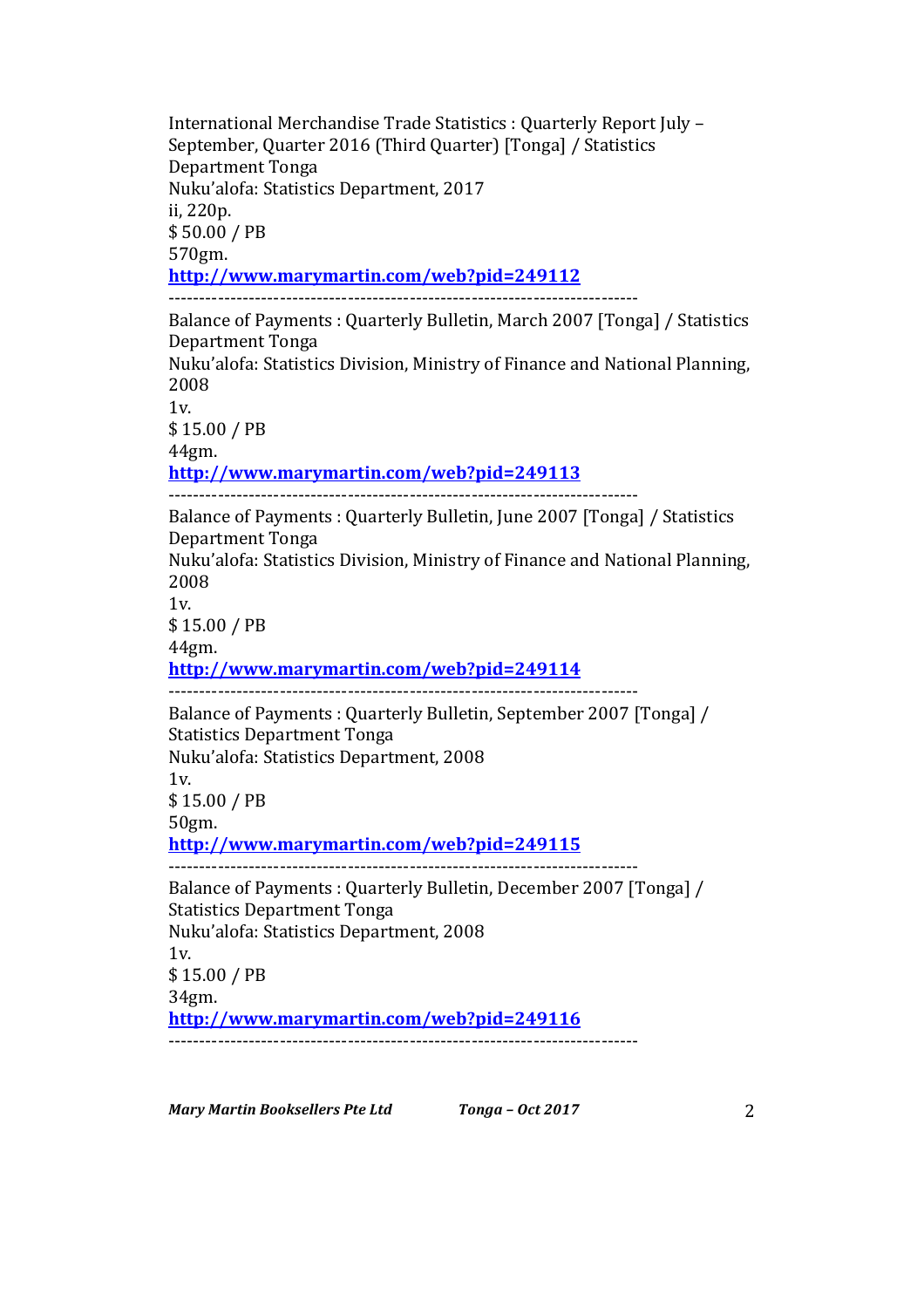International Merchandise Trade Statistics : Quarterly Report July – September, Quarter 2016 (Third Quarter) [Tonga] / Statistics Department Tonga
Nuku'alofa: Statistics Department, 2017
ii, 220p.
$ 50.00 / PB
570gm.
**http://www.marymartin.com/web?pid=249112**

---

Balance of Payments : Quarterly Bulletin, March 2007 [Tonga] / Statistics Department Tonga
Nuku'alofa: Statistics Division, Ministry of Finance and National Planning, 2008
1v.
$ 15.00 / PB
44gm.
**http://www.marymartin.com/web?pid=249113**

---

Balance of Payments : Quarterly Bulletin, June 2007 [Tonga] / Statistics Department Tonga
Nuku'alofa: Statistics Division, Ministry of Finance and National Planning, 2008
1v.
$ 15.00 / PB
44gm.
**http://www.marymartin.com/web?pid=249114**

---

Balance of Payments : Quarterly Bulletin, September 2007 [Tonga] / Statistics Department Tonga
Nuku'alofa: Statistics Department, 2008
1v.
$ 15.00 / PB
50gm.
**http://www.marymartin.com/web?pid=249115**

---

Balance of Payments : Quarterly Bulletin, December 2007 [Tonga] / Statistics Department Tonga
Nuku'alofa: Statistics Department, 2008
1v.
$ 15.00 / PB
34gm.
**http://www.marymartin.com/web?pid=249116**

---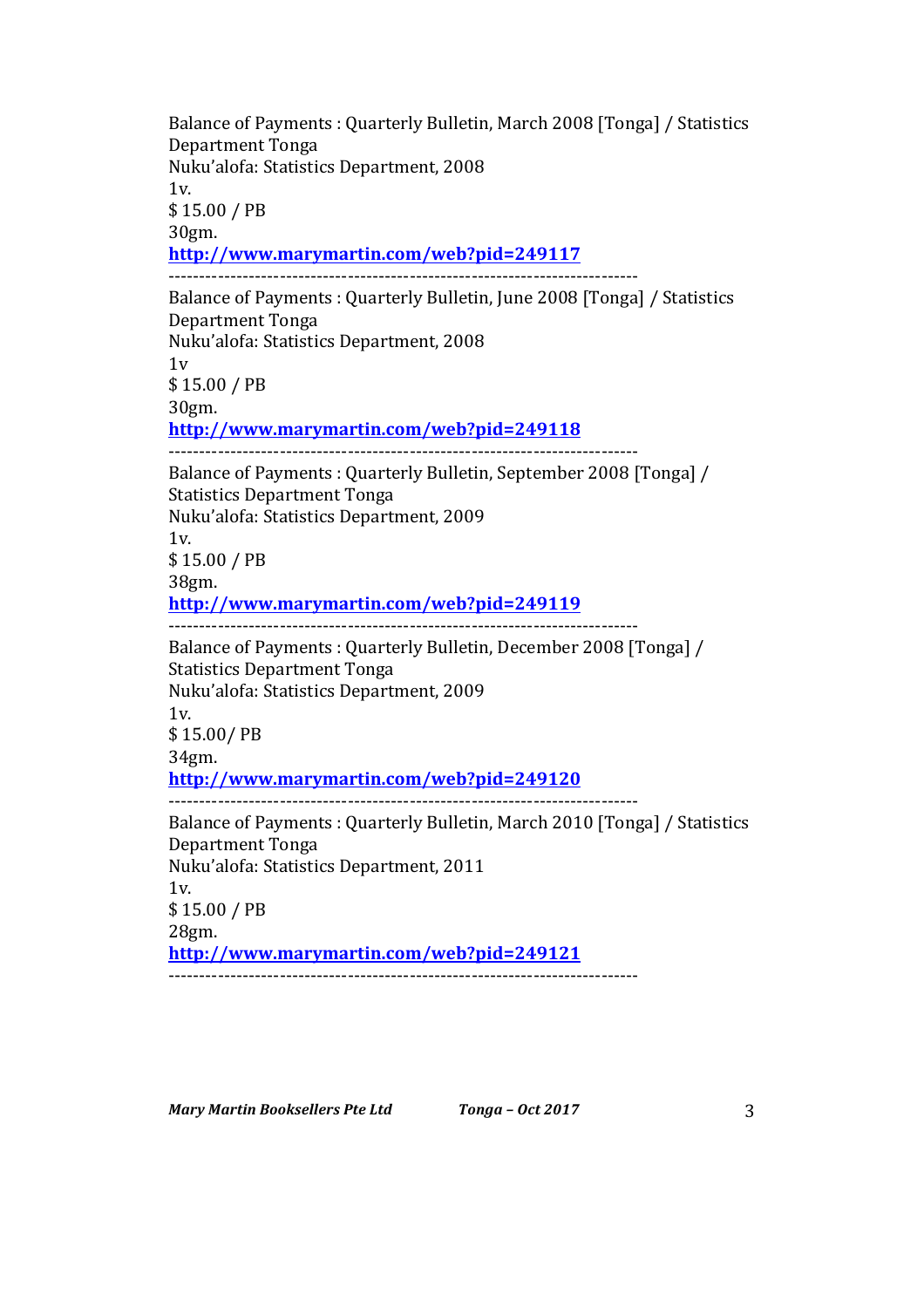Balance of Payments : Quarterly Bulletin, March 2008 [Tonga] / Statistics Department Tonga  
Nuku'alofa: Statistics Department, 2008  
1v.  
$ 15.00 / PB  
30gm.  
**http://www.marymartin.com/web?pid=249117**

---------------------------------------------------------------------------

Balance of Payments : Quarterly Bulletin, June 2008 [Tonga] / Statistics Department Tonga  
Nuku'alofa: Statistics Department, 2008  
1v  
$ 15.00 / PB  
30gm.  
**http://www.marymartin.com/web?pid=249118**

---------------------------------------------------------------------------

Balance of Payments : Quarterly Bulletin, September 2008 [Tonga] / Statistics Department Tonga  
Nuku'alofa: Statistics Department, 2009  
1v.  
$ 15.00 / PB  
38gm.  
**http://www.marymartin.com/web?pid=249119**

---------------------------------------------------------------------------

Balance of Payments : Quarterly Bulletin, December 2008 [Tonga] / Statistics Department Tonga  
Nuku'alofa: Statistics Department, 2009  
1v.  
$ 15.00/ PB  
34gm.  
**http://www.marymartin.com/web?pid=249120**

---------------------------------------------------------------------------

Balance of Payments : Quarterly Bulletin, March 2010 [Tonga] / Statistics Department Tonga  
Nuku'alofa: Statistics Department, 2011  
1v.  
$ 15.00 / PB  
28gm.  
**http://www.marymartin.com/web?pid=249121**

---------------------------------------------------------------------------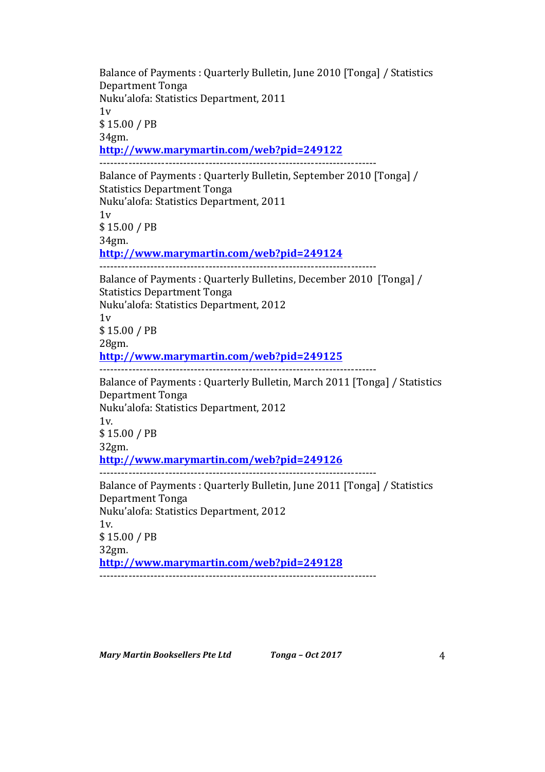Balance of Payments : Quarterly Bulletin, June 2010 [Tonga] / Statistics Department Tonga
Nuku'alofa: Statistics Department, 2011
1v
$ 15.00 / PB
34gm.
**http://www.marymartin.com/web?pid=249122**

---------------------------------------------------------------------------

Balance of Payments : Quarterly Bulletin, September 2010 [Tonga] / Statistics Department Tonga
Nuku'alofa: Statistics Department, 2011
1v
$ 15.00 / PB
34gm.
**http://www.marymartin.com/web?pid=249124**

---------------------------------------------------------------------------

Balance of Payments : Quarterly Bulletins, December 2010 [Tonga] / Statistics Department Tonga
Nuku'alofa: Statistics Department, 2012
1v
$ 15.00 / PB
28gm.
**http://www.marymartin.com/web?pid=249125**

---------------------------------------------------------------------------

Balance of Payments : Quarterly Bulletin, March 2011 [Tonga] / Statistics Department Tonga
Nuku'alofa: Statistics Department, 2012
1v.
$ 15.00 / PB
32gm.
**http://www.marymartin.com/web?pid=249126**

---------------------------------------------------------------------------

Balance of Payments : Quarterly Bulletin, June 2011 [Tonga] / Statistics Department Tonga
Nuku'alofa: Statistics Department, 2012
1v.
$ 15.00 / PB
32gm.
**http://www.marymartin.com/web?pid=249128**

---------------------------------------------------------------------------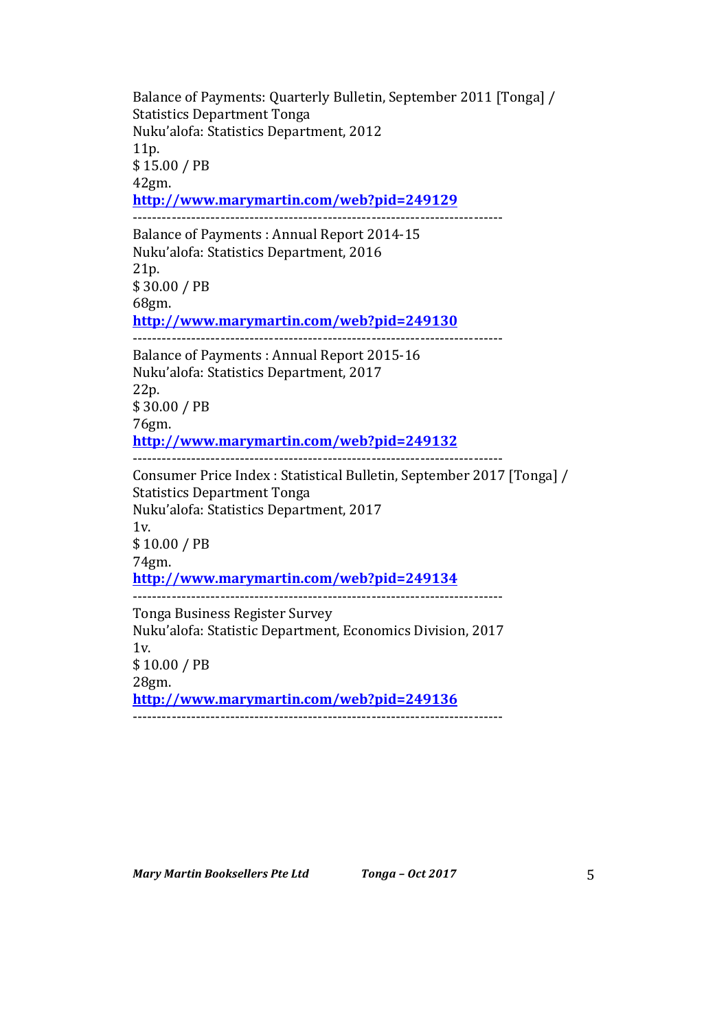Balance of Payments: Quarterly Bulletin, September 2011 [Tonga] /
Statistics Department Tonga
Nuku'alofa: Statistics Department, 2012
11p.
$ 15.00 / PB
42gm.
**http://www.marymartin.com/web?pid=249129**

---

Balance of Payments : Annual Report 2014-15
Nuku'alofa: Statistics Department, 2016
21p.
$ 30.00 / PB
68gm.
**http://www.marymartin.com/web?pid=249130**

---

Balance of Payments : Annual Report 2015-16
Nuku'alofa: Statistics Department, 2017
22p.
$ 30.00 / PB
76gm.
**http://www.marymartin.com/web?pid=249132**

---

Consumer Price Index : Statistical Bulletin, September 2017 [Tonga] /
Statistics Department Tonga
Nuku'alofa: Statistics Department, 2017
1v.
$ 10.00 / PB
74gm.
**http://www.marymartin.com/web?pid=249134**

---

Tonga Business Register Survey
Nuku'alofa: Statistic Department, Economics Division, 2017
1v.
$ 10.00 / PB
28gm.
**http://www.marymartin.com/web?pid=249136**

---